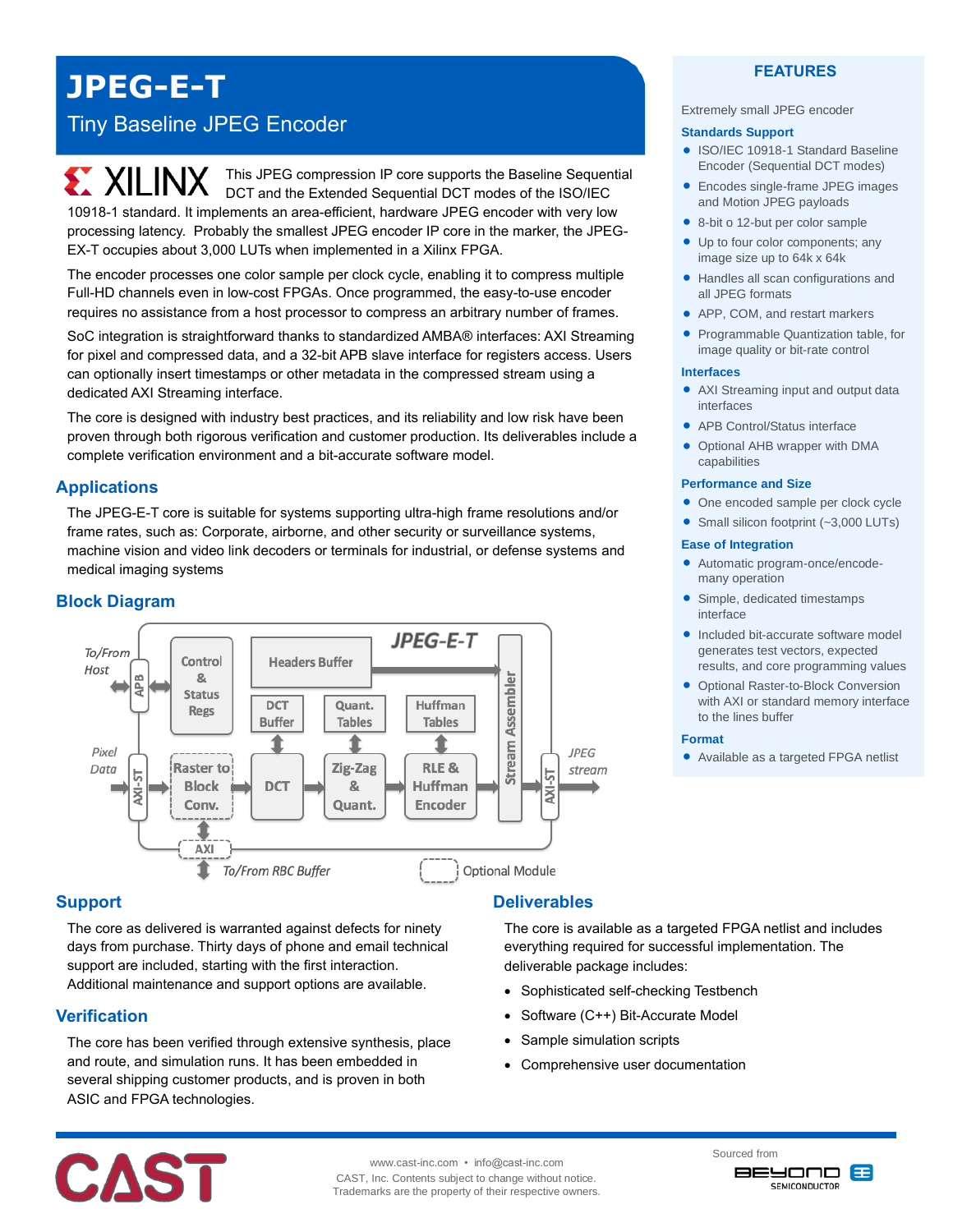# JPEG-E-T

## Tiny Baseline JPEG Encoder

XILINX

This JPEG compression IP core supports the Baseline Sequential DCT and the Extended Sequential DCT modes of the ISO/IEC 10918-1 standard. It implements an area-efficient, hardware JPEG encoder with very low processing latency. Probably the smallest JPEG encoder IP core in the marker, the JPEG-EX-T occupies about 3,000 LUTs when implemented in a Xilinx FPGA.

The encoder processes one color sample per clock cycle, enabling it to compress multiple Full-HD channels even in low-cost FPGAs. Once programmed, the easy-to-use encoder requires no assistance from a host processor to compress an arbitrary number of frames.

SoC integration is straightforward thanks to standardized AMBA® interfaces: AXI Streaming for pixel and compressed data, and a 32-bit APB slave interface for registers access. Users can optionally insert timestamps or other metadata in the compressed stream using a dedicated AXI Streaming interface.

The core is designed with industry best practices, and its reliability and low risk have been proven through both rigorous verification and customer production. Its deliverables include a complete verification environment and a bit-accurate software model.

## Applications

The JPEG-E-T core is suitable for systems supporting ultra-high frame resolutions and/or frame rates, such as: Corporate, airborne, and other security or surveillance systems, machine vision and video link decoders or terminals for industrial, or defense systems and medical imaging systems

## Block Diagram

To/From Host · APB · Control & Status Regs · Headers Buffer · JPEG-E-T · DCT Buffer · Quant. Tables · Huffman Tables · Stream Assembler · Pixel Data · AXI-ST · Raster to Block Conv. · DCT · Zig-Zag & Quant. · RLE & Huffman Encoder · AXI-ST · JPEG stream · AXI · To/From RBC Buffer · Optional Module

## Support

The core as delivered is warranted against defects for ninety days from purchase. Thirty days of phone and email technical support are included, starting with the first interaction. Additional maintenance and support options are available.

## Verification

The core has been verified through extensive synthesis, place and route, and simulation runs. It has been embedded in several shipping customer products, and is proven in both ASIC and FPGA technologies.

## Deliverables

The core is available as a targeted FPGA netlist and includes everything required for successful implementation. The deliverable package includes:

- Sophisticated self-checking Testbench
- Software (C++) Bit-Accurate Model
- Sample simulation scripts
- Comprehensive user documentation

## FEATURES

Extremely small JPEG encoder

### Standards Support

- ISO/IEC 10918-1 Standard Baseline Encoder (Sequential DCT modes)
- Encodes single-frame JPEG images and Motion JPEG payloads
- 8-bit o 12-but per color sample
- Up to four color components; any image size up to 64k x 64k
- Handles all scan configurations and all JPEG formats
- APP, COM, and restart markers
- Programmable Quantization table, for image quality or bit-rate control

### Interfaces

- AXI Streaming input and output data interfaces
- APB Control/Status interface
- Optional AHB wrapper with DMA capabilities

### Performance and Size

- One encoded sample per clock cycle
- Small silicon footprint (~3,000 LUTs)

### Ease of Integration

- Automatic program-once/encode-many operation
- Simple, dedicated timestamps interface
- Included bit-accurate software model generates test vectors, expected results, and core programming values
- Optional Raster-to-Block Conversion with AXI or standard memory interface to the lines buffer

### Format

- Available as a targeted FPGA netlist

CAST

www.cast-inc.com • info@cast-inc.com
CAST, Inc. Contents subject to change without notice.
Trademarks are the property of their respective owners.

Sourced from BEYOND SEMICONDUCTOR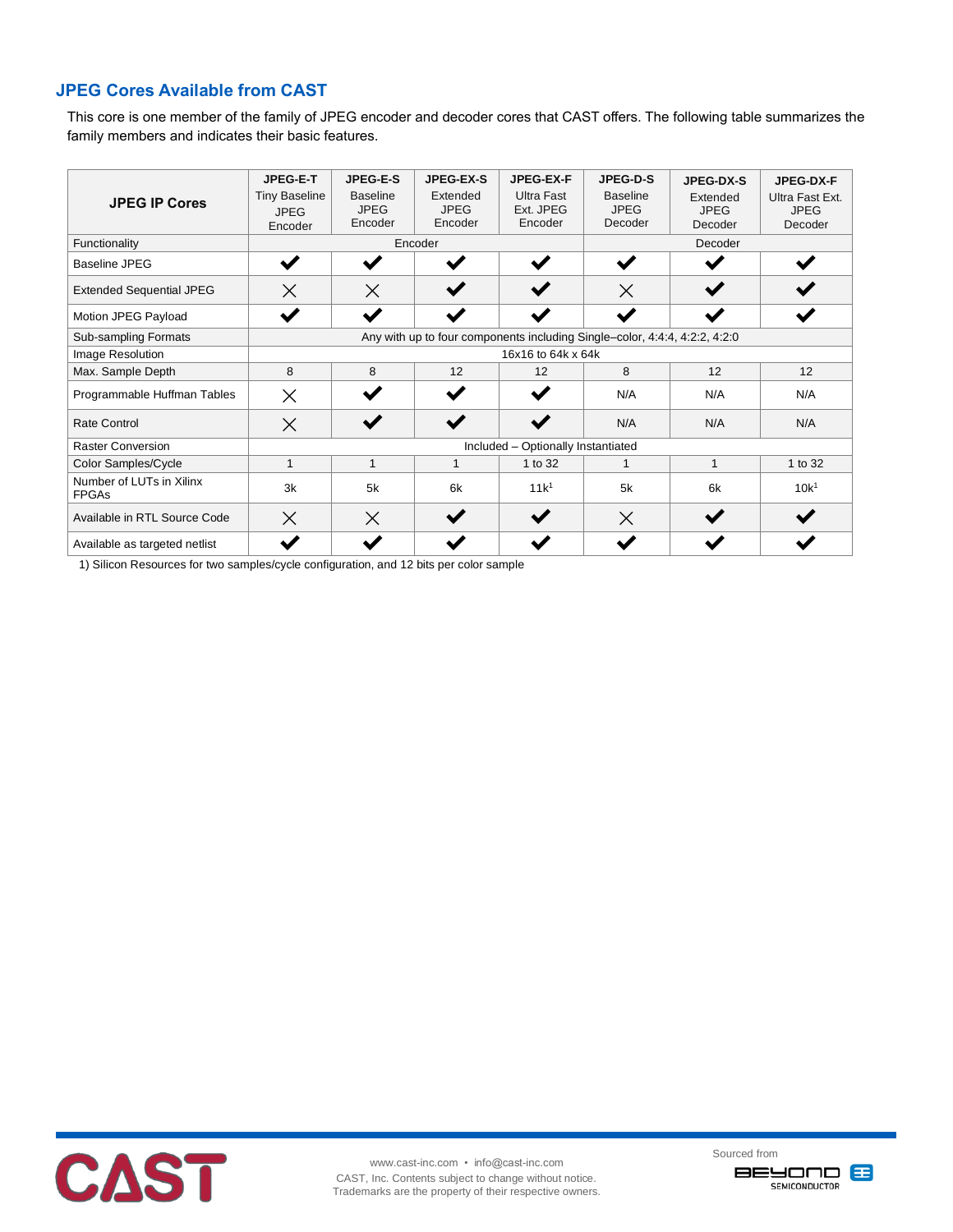## JPEG Cores Available from CAST

This core is one member of the family of JPEG encoder and decoder cores that CAST offers. The following table summarizes the family members and indicates their basic features.

| JPEG IP Cores | JPEG-E-T Tiny Baseline JPEG Encoder | JPEG-E-S Baseline JPEG Encoder | JPEG-EX-S Extended JPEG Encoder | JPEG-EX-F Ultra Fast Ext. JPEG Encoder | JPEG-D-S Baseline JPEG Decoder | JPEG-DX-S Extended JPEG Decoder | JPEG-DX-F Ultra Fast Ext. JPEG Decoder |
|---|---|---|---|---|---|---|---|
| Functionality | Encoder | | | | Decoder | | |
| Baseline JPEG | ✔ | ✔ | ✔ | ✔ | ✔ | ✔ | ✔ |
| Extended Sequential JPEG | ✕ | ✕ | ✔ | ✔ | ✕ | ✔ | ✔ |
| Motion JPEG Payload | ✔ | ✔ | ✔ | ✔ | ✔ | ✔ | ✔ |
| Sub-sampling Formats | Any with up to four components including Single–color, 4:4:4, 4:2:2, 4:2:0 | | | | | | |
| Image Resolution | 16x16 to 64k x 64k | | | | | | |
| Max. Sample Depth | 8 | 8 | 12 | 12 | 8 | 12 | 12 |
| Programmable Huffman Tables | ✕ | ✔ | ✔ | ✔ | N/A | N/A | N/A |
| Rate Control | ✕ | ✔ | ✔ | ✔ | N/A | N/A | N/A |
| Raster Conversion | Included – Optionally Instantiated | | | | | | |
| Color Samples/Cycle | 1 | 1 | 1 | 1 to 32 | 1 | 1 | 1 to 32 |
| Number of LUTs in Xilinx FPGAs | 3k | 5k | 6k | 11k[1] | 5k | 6k | 10k[1] |
| Available in RTL Source Code | ✕ | ✕ | ✔ | ✔ | ✕ | ✔ | ✔ |
| Available as targeted netlist | ✔ | ✔ | ✔ | ✔ | ✔ | ✔ | ✔ |

1) Silicon Resources for two samples/cycle configuration, and 12 bits per color sample

www.cast-inc.com • info@cast-inc.com
CAST, Inc. Contents subject to change without notice.
Trademarks are the property of their respective owners.

Sourced from BEYOND SEMICONDUCTOR